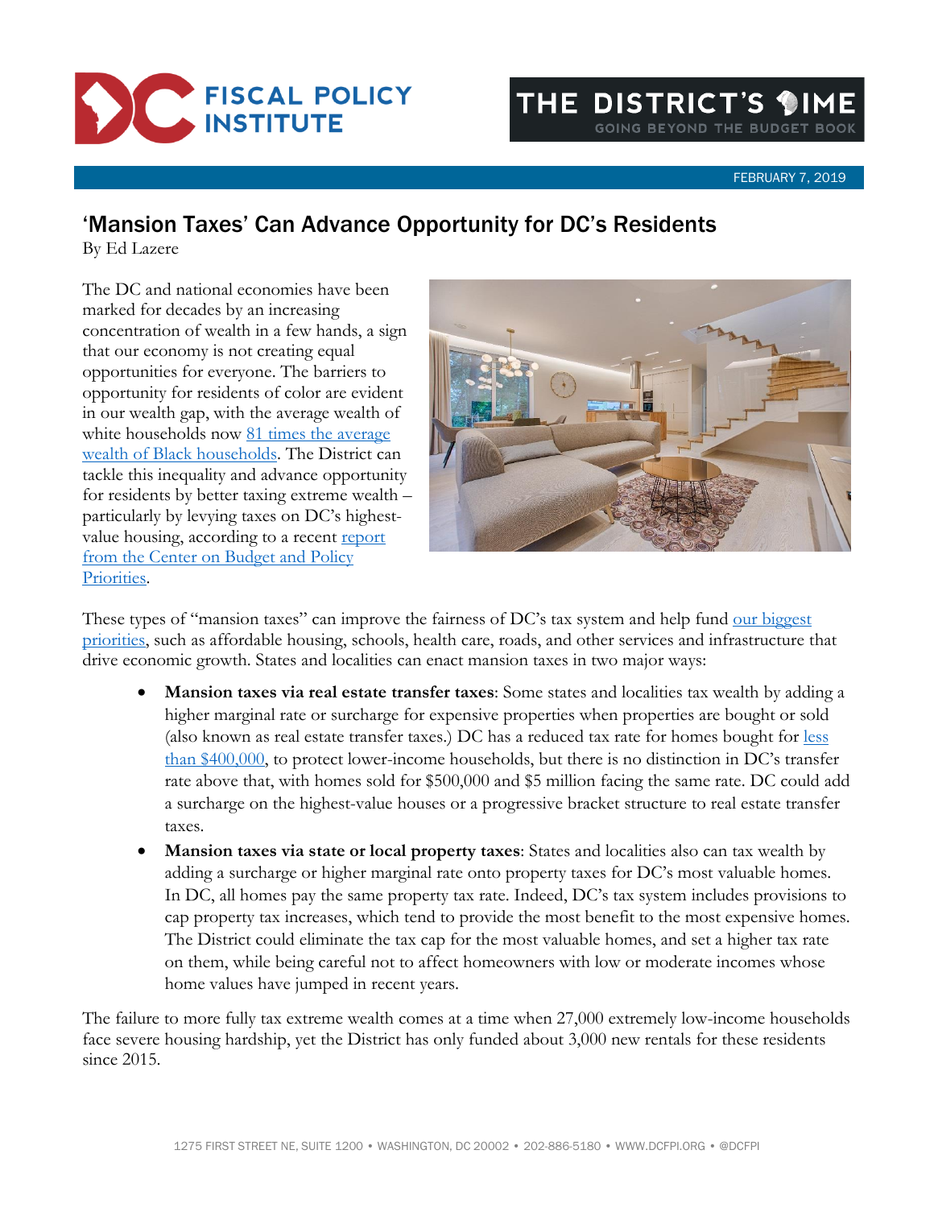FEBRUARY 7, 2019

# 'Mansion Taxes' Can Advance Opportunity for DC's Residents

By Ed Lazere

The DC and national economies have been marked for decades by an increasing concentration of wealth in a few hands, a sign that our economy is not creating equal opportunities for everyone. The barriers to opportunity for residents of color are evident in our wealth gap, with the average wealth of white households now 81 times the average wealth of Black households. The District can tackle this inequality and advance opportunity for residents by better taxing extreme wealth – particularly by levying taxes on DC's highest-value housing, according to a recent report from the Center on Budget and Policy Priorities.

These types of "mansion taxes" can improve the fairness of DC's tax system and help fund our biggest priorities, such as affordable housing, schools, health care, roads, and other services and infrastructure that drive economic growth. States and localities can enact mansion taxes in two major ways:

- **Mansion taxes via real estate transfer taxes**: Some states and localities tax wealth by adding a higher marginal rate or surcharge for expensive properties when properties are bought or sold (also known as real estate transfer taxes.) DC has a reduced tax rate for homes bought for less than $400,000, to protect lower-income households, but there is no distinction in DC's transfer rate above that, with homes sold for $500,000 and $5 million facing the same rate. DC could add a surcharge on the highest-value houses or a progressive bracket structure to real estate transfer taxes.
- **Mansion taxes via state or local property taxes**: States and localities also can tax wealth by adding a surcharge or higher marginal rate onto property taxes for DC's most valuable homes. In DC, all homes pay the same property tax rate. Indeed, DC's tax system includes provisions to cap property tax increases, which tend to provide the most benefit to the most expensive homes. The District could eliminate the tax cap for the most valuable homes, and set a higher tax rate on them, while being careful not to affect homeowners with low or moderate incomes whose home values have jumped in recent years.

The failure to more fully tax extreme wealth comes at a time when 27,000 extremely low-income households face severe housing hardship, yet the District has only funded about 3,000 new rentals for these residents since 2015.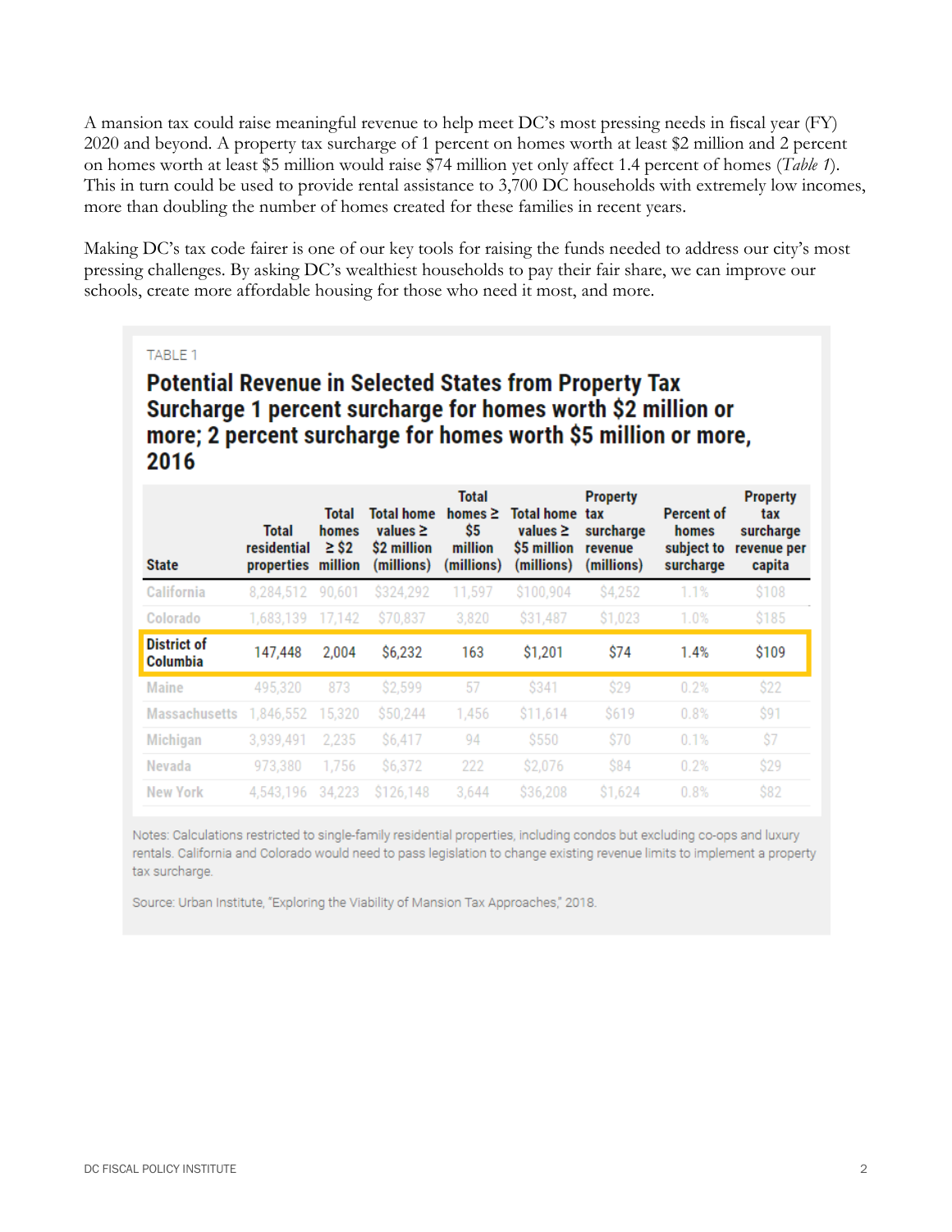A mansion tax could raise meaningful revenue to help meet DC's most pressing needs in fiscal year (FY) 2020 and beyond. A property tax surcharge of 1 percent on homes worth at least $2 million and 2 percent on homes worth at least $5 million would raise $74 million yet only affect 1.4 percent of homes (*Table 1*). This in turn could be used to provide rental assistance to 3,700 DC households with extremely low incomes, more than doubling the number of homes created for these families in recent years.

Making DC's tax code fairer is one of our key tools for raising the funds needed to address our city's most pressing challenges. By asking DC's wealthiest households to pay their fair share, we can improve our schools, create more affordable housing for those who need it most, and more.

TABLE 1

**Potential Revenue in Selected States from Property Tax Surcharge 1 percent surcharge for homes worth $2 million or more; 2 percent surcharge for homes worth $5 million or more, 2016**

| State | Total residential properties | Total homes ≥ $2 million | Total home values ≥ $2 million (millions) | Total homes ≥ $5 million (millions) | Total home values ≥ $5 million (millions) | Property tax surcharge revenue (millions) | Percent of homes subject to surcharge | Property tax surcharge revenue per capita |
|---|---|---|---|---|---|---|---|---|
| California | 8,284,512 | 90,601 | $324,292 | 11,597 | $100,904 | $4,252 | 1.1% | $108 |
| Colorado | 1,683,139 | 17,142 | $70,837 | 3,820 | $31,487 | $1,023 | 1.0% | $185 |
| **District of Columbia** | 147,448 | 2,004 | $6,232 | 163 | $1,201 | $74 | 1.4% | $109 |
| Maine | 495,320 | 873 | $2,599 | 57 | $341 | $29 | 0.2% | $22 |
| Massachusetts | 1,846,552 | 15,320 | $50,244 | 1,456 | $11,614 | $619 | 0.8% | $91 |
| Michigan | 3,939,491 | 2,235 | $6,417 | 94 | $550 | $70 | 0.1% | $7 |
| Nevada | 973,380 | 1,756 | $6,372 | 222 | $2,076 | $84 | 0.2% | $29 |
| New York | 4,543,196 | 34,223 | $126,148 | 3,644 | $36,208 | $1,624 | 0.8% | $82 |

Notes: Calculations restricted to single-family residential properties, including condos but excluding co-ops and luxury rentals. California and Colorado would need to pass legislation to change existing revenue limits to implement a property tax surcharge.

Source: Urban Institute, "Exploring the Viability of Mansion Tax Approaches," 2018.